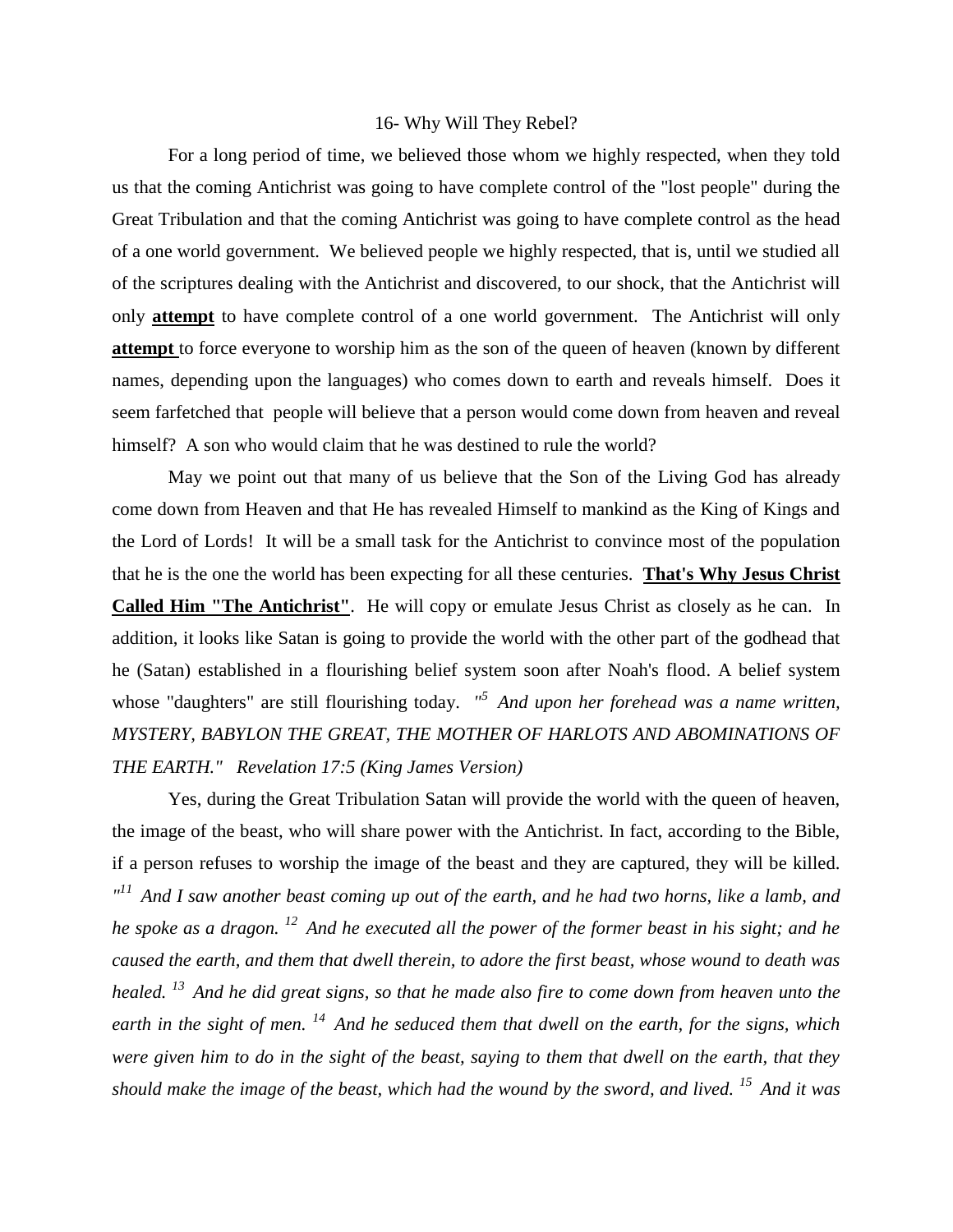# 16- Why Will They Rebel?

For a long period of time, we believed those whom we highly respected, when they told us that the coming Antichrist was going to have complete control of the "lost people" during the Great Tribulation and that the coming Antichrist was going to have complete control as the head of a one world government. We believed people we highly respected, that is, until we studied all of the scriptures dealing with the Antichrist and discovered, to our shock, that the Antichrist will only **<u>attempt</u>** to have complete control of a one world government. The Antichrist will only **<u>attempt</u>** to force everyone to worship him as the son of the queen of heaven (known by different names, depending upon the languages) who comes down to earth and reveals himself. Does it seem farfetched that people will believe that a person would come down from heaven and reveal himself? A son who would claim that he was destined to rule the world?

May we point out that many of us believe that the Son of the Living God has already come down from Heaven and that He has revealed Himself to mankind as the King of Kings and the Lord of Lords! It will be a small task for the Antichrist to convince most of the population that he is the one the world has been expecting for all these centuries. **<u>That's Why Jesus Christ Called Him "The Antichrist"</u>**. He will copy or emulate Jesus Christ as closely as he can. In addition, it looks like Satan is going to provide the world with the other part of the godhead that he (Satan) established in a flourishing belief system soon after Noah's flood. A belief system whose "daughters" are still flourishing today. *"[5] And upon her forehead was a name written, MYSTERY, BABYLON THE GREAT, THE MOTHER OF HARLOTS AND ABOMINATIONS OF THE EARTH." Revelation 17:5 (King James Version)*

Yes, during the Great Tribulation Satan will provide the world with the queen of heaven, the image of the beast, who will share power with the Antichrist. In fact, according to the Bible, if a person refuses to worship the image of the beast and they are captured, they will be killed. *"[11] And I saw another beast coming up out of the earth, and he had two horns, like a lamb, and he spoke as a dragon. [12] And he executed all the power of the former beast in his sight; and he caused the earth, and them that dwell therein, to adore the first beast, whose wound to death was healed. [13] And he did great signs, so that he made also fire to come down from heaven unto the earth in the sight of men. [14] And he seduced them that dwell on the earth, for the signs, which were given him to do in the sight of the beast, saying to them that dwell on the earth, that they should make the image of the beast, which had the wound by the sword, and lived. [15] And it was*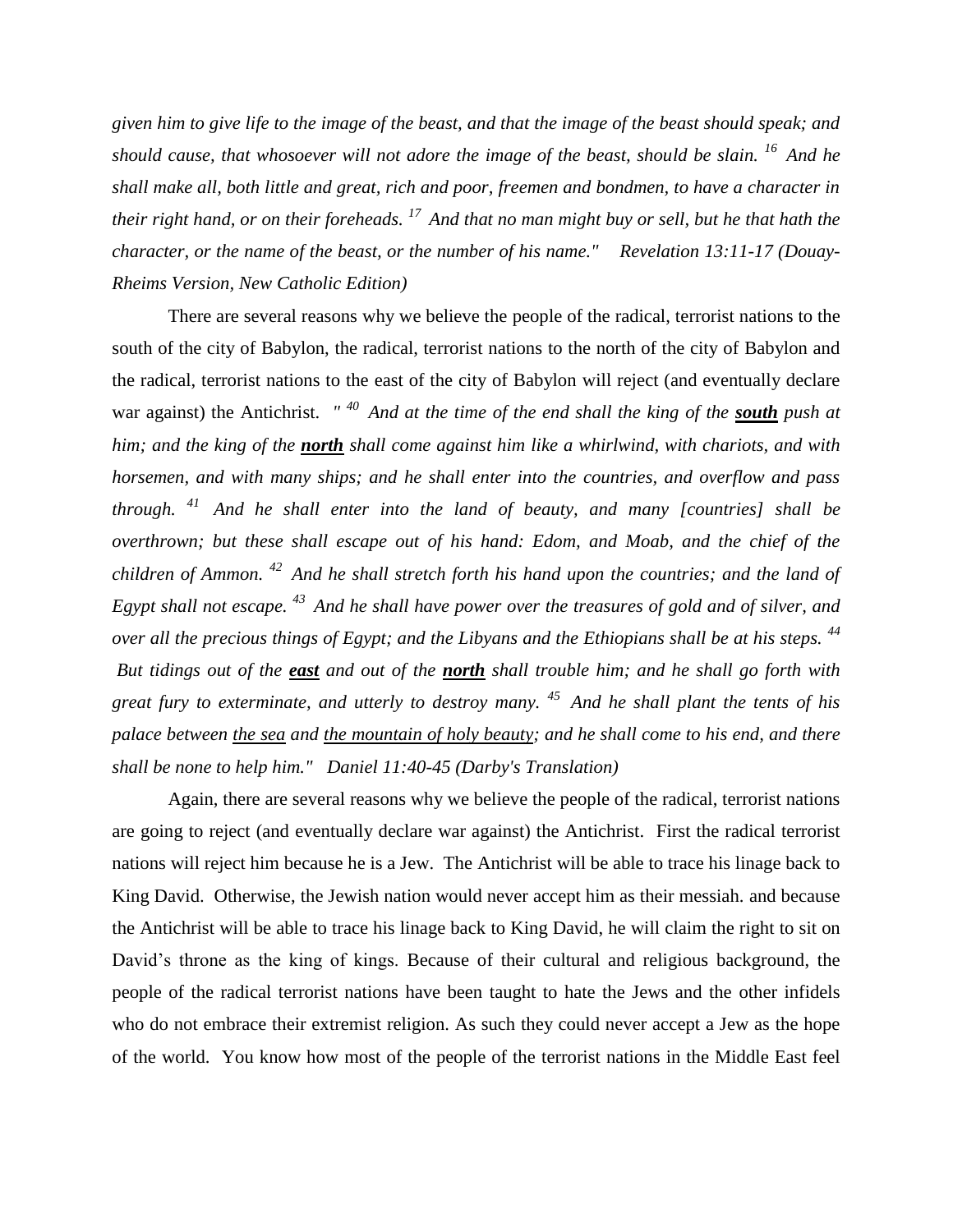*given him to give life to the image of the beast, and that the image of the beast should speak; and should cause, that whosoever will not adore the image of the beast, should be slain.* [16] *And he shall make all, both little and great, rich and poor, freemen and bondmen, to have a character in their right hand, or on their foreheads.* [17] *And that no man might buy or sell, but he that hath the character, or the name of the beast, or the number of his name." Revelation 13:11-17 (Douay-Rheims Version, New Catholic Edition)*

There are several reasons why we believe the people of the radical, terrorist nations to the south of the city of Babylon, the radical, terrorist nations to the north of the city of Babylon and the radical, terrorist nations to the east of the city of Babylon will reject (and eventually declare war against) the Antichrist. *"* [40] *And at the time of the end shall the king of the* ***south*** *push at him; and the king of the* ***north*** *shall come against him like a whirlwind, with chariots, and with horsemen, and with many ships; and he shall enter into the countries, and overflow and pass through.* [41] *And he shall enter into the land of beauty, and many [countries] shall be overthrown; but these shall escape out of his hand: Edom, and Moab, and the chief of the children of Ammon.* [42] *And he shall stretch forth his hand upon the countries; and the land of Egypt shall not escape.* [43] *And he shall have power over the treasures of gold and of silver, and over all the precious things of Egypt; and the Libyans and the Ethiopians shall be at his steps.* [44] *But tidings out of the* ***east*** *and out of the* ***north*** *shall trouble him; and he shall go forth with great fury to exterminate, and utterly to destroy many.* [45] *And he shall plant the tents of his palace between the sea and the mountain of holy beauty; and he shall come to his end, and there shall be none to help him." Daniel 11:40-45 (Darby's Translation)*

Again, there are several reasons why we believe the people of the radical, terrorist nations are going to reject (and eventually declare war against) the Antichrist. First the radical terrorist nations will reject him because he is a Jew. The Antichrist will be able to trace his linage back to King David. Otherwise, the Jewish nation would never accept him as their messiah. and because the Antichrist will be able to trace his linage back to King David, he will claim the right to sit on David's throne as the king of kings. Because of their cultural and religious background, the people of the radical terrorist nations have been taught to hate the Jews and the other infidels who do not embrace their extremist religion. As such they could never accept a Jew as the hope of the world. You know how most of the people of the terrorist nations in the Middle East feel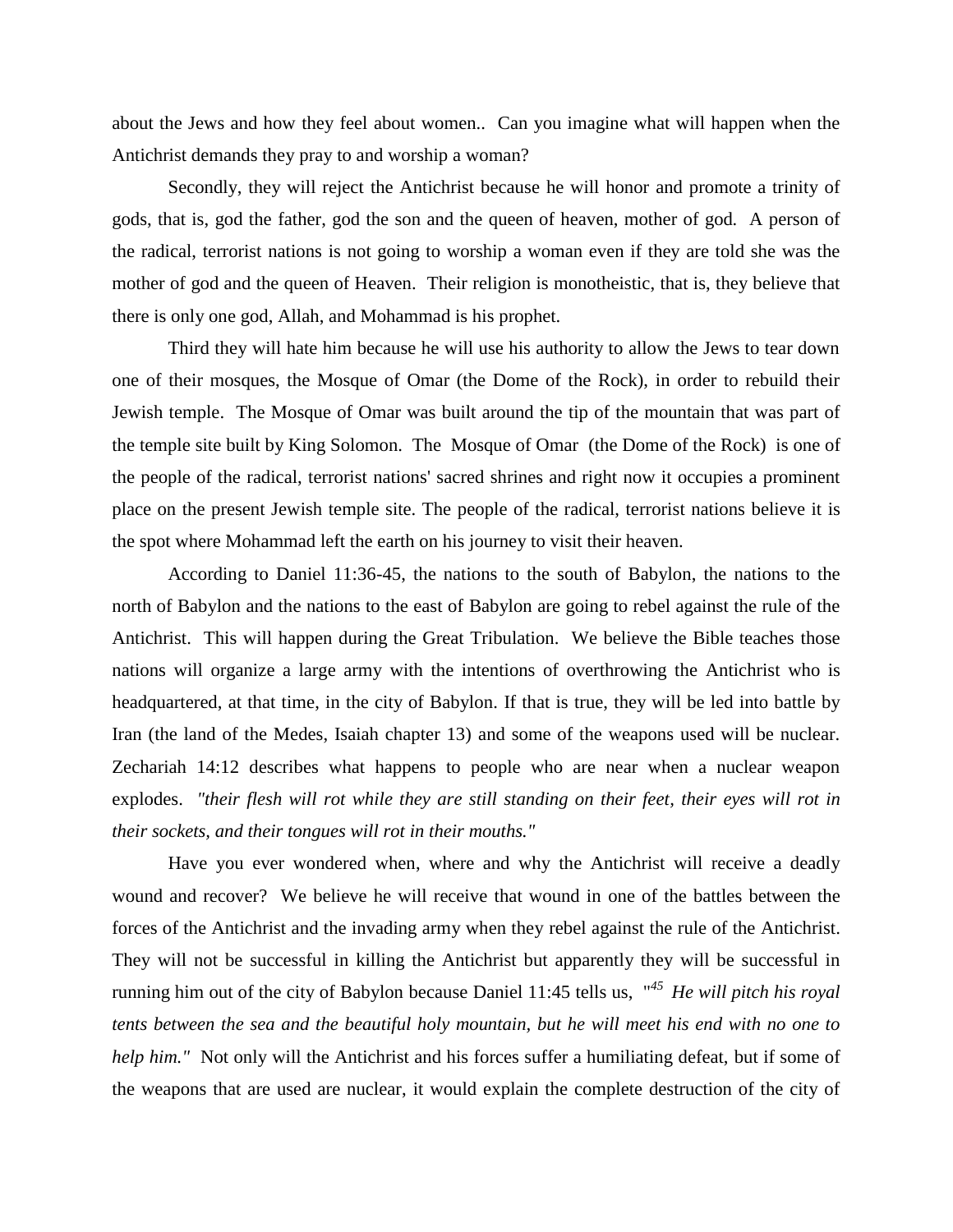about the Jews and how they feel about women.. Can you imagine what will happen when the Antichrist demands they pray to and worship a woman?

Secondly, they will reject the Antichrist because he will honor and promote a trinity of gods, that is, god the father, god the son and the queen of heaven, mother of god. A person of the radical, terrorist nations is not going to worship a woman even if they are told she was the mother of god and the queen of Heaven. Their religion is monotheistic, that is, they believe that there is only one god, Allah, and Mohammad is his prophet.

Third they will hate him because he will use his authority to allow the Jews to tear down one of their mosques, the Mosque of Omar (the Dome of the Rock), in order to rebuild their Jewish temple. The Mosque of Omar was built around the tip of the mountain that was part of the temple site built by King Solomon. The Mosque of Omar (the Dome of the Rock) is one of the people of the radical, terrorist nations' sacred shrines and right now it occupies a prominent place on the present Jewish temple site. The people of the radical, terrorist nations believe it is the spot where Mohammad left the earth on his journey to visit their heaven.

According to Daniel 11:36-45, the nations to the south of Babylon, the nations to the north of Babylon and the nations to the east of Babylon are going to rebel against the rule of the Antichrist. This will happen during the Great Tribulation. We believe the Bible teaches those nations will organize a large army with the intentions of overthrowing the Antichrist who is headquartered, at that time, in the city of Babylon. If that is true, they will be led into battle by Iran (the land of the Medes, Isaiah chapter 13) and some of the weapons used will be nuclear. Zechariah 14:12 describes what happens to people who are near when a nuclear weapon explodes. *"their flesh will rot while they are still standing on their feet, their eyes will rot in their sockets, and their tongues will rot in their mouths."*

Have you ever wondered when, where and why the Antichrist will receive a deadly wound and recover? We believe he will receive that wound in one of the battles between the forces of the Antichrist and the invading army when they rebel against the rule of the Antichrist. They will not be successful in killing the Antichrist but apparently they will be successful in running him out of the city of Babylon because Daniel 11:45 tells us, "[45] *He will pitch his royal tents between the sea and the beautiful holy mountain, but he will meet his end with no one to help him."* Not only will the Antichrist and his forces suffer a humiliating defeat, but if some of the weapons that are used are nuclear, it would explain the complete destruction of the city of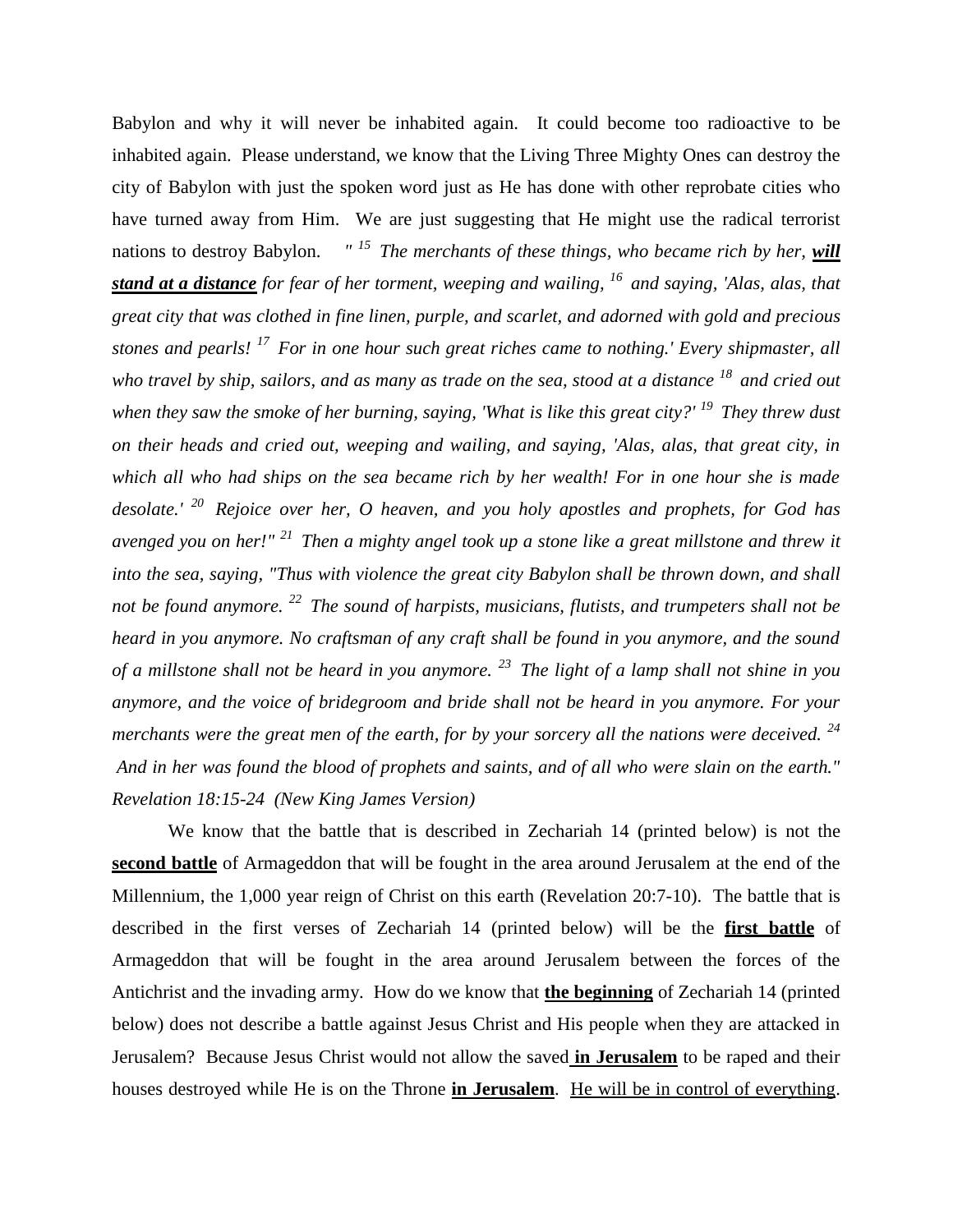Babylon and why it will never be inhabited again. It could become too radioactive to be inhabited again. Please understand, we know that the Living Three Mighty Ones can destroy the city of Babylon with just the spoken word just as He has done with other reprobate cities who have turned away from Him. We are just suggesting that He might use the radical terrorist nations to destroy Babylon. *" [15] The merchants of these things, who became rich by her, **<u>will stand at a distance</u>** for fear of her torment, weeping and wailing, [16] and saying, 'Alas, alas, that great city that was clothed in fine linen, purple, and scarlet, and adorned with gold and precious stones and pearls! [17] For in one hour such great riches came to nothing.' Every shipmaster, all who travel by ship, sailors, and as many as trade on the sea, stood at a distance [18] and cried out when they saw the smoke of her burning, saying, 'What is like this great city?' [19] They threw dust on their heads and cried out, weeping and wailing, and saying, 'Alas, alas, that great city, in which all who had ships on the sea became rich by her wealth! For in one hour she is made desolate.' [20] Rejoice over her, O heaven, and you holy apostles and prophets, for God has avenged you on her!" [21] Then a mighty angel took up a stone like a great millstone and threw it into the sea, saying, "Thus with violence the great city Babylon shall be thrown down, and shall not be found anymore. [22] The sound of harpists, musicians, flutists, and trumpeters shall not be heard in you anymore. No craftsman of any craft shall be found in you anymore, and the sound of a millstone shall not be heard in you anymore. [23] The light of a lamp shall not shine in you anymore, and the voice of bridegroom and bride shall not be heard in you anymore. For your merchants were the great men of the earth, for by your sorcery all the nations were deceived. [24] And in her was found the blood of prophets and saints, and of all who were slain on the earth." Revelation 18:15-24 (New King James Version)*

We know that the battle that is described in Zechariah 14 (printed below) is not the **<u>second battle</u>** of Armageddon that will be fought in the area around Jerusalem at the end of the Millennium, the 1,000 year reign of Christ on this earth (Revelation 20:7-10). The battle that is described in the first verses of Zechariah 14 (printed below) will be the **<u>first battle</u>** of Armageddon that will be fought in the area around Jerusalem between the forces of the Antichrist and the invading army. How do we know that **<u>the beginning</u>** of Zechariah 14 (printed below) does not describe a battle against Jesus Christ and His people when they are attacked in Jerusalem? Because Jesus Christ would not allow the saved **<u>in Jerusalem</u>** to be raped and their houses destroyed while He is on the Throne **<u>in Jerusalem</u>**. <u>He will be in control of everything</u>.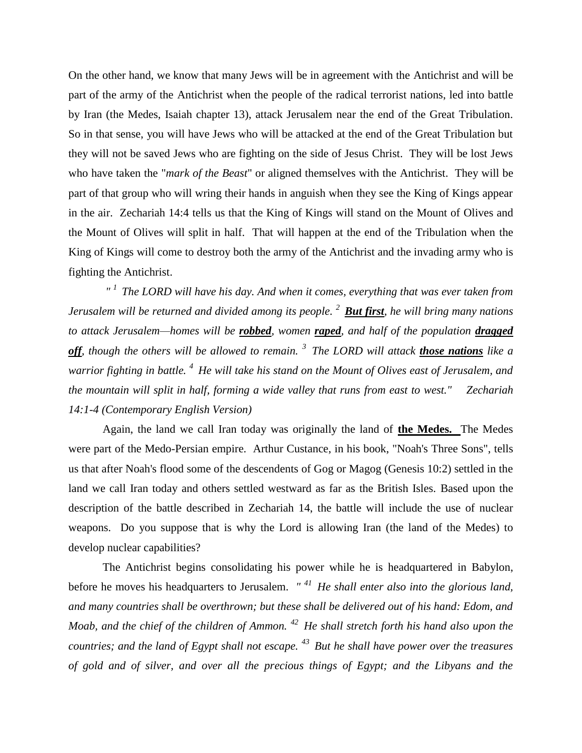On the other hand, we know that many Jews will be in agreement with the Antichrist and will be part of the army of the Antichrist when the people of the radical terrorist nations, led into battle by Iran (the Medes, Isaiah chapter 13), attack Jerusalem near the end of the Great Tribulation. So in that sense, you will have Jews who will be attacked at the end of the Great Tribulation but they will not be saved Jews who are fighting on the side of Jesus Christ. They will be lost Jews who have taken the "*mark of the Beast*" or aligned themselves with the Antichrist. They will be part of that group who will wring their hands in anguish when they see the King of Kings appear in the air. Zechariah 14:4 tells us that the King of Kings will stand on the Mount of Olives and the Mount of Olives will split in half. That will happen at the end of the Tribulation when the King of Kings will come to destroy both the army of the Antichrist and the invading army who is fighting the Antichrist.

*" [1] The LORD will have his day. And when it comes, everything that was ever taken from Jerusalem will be returned and divided among its people. [2] **But first**, he will bring many nations to attack Jerusalem—homes will be **robbed**, women **raped**, and half of the population **dragged off**, though the others will be allowed to remain. [3] The LORD will attack **those nations** like a warrior fighting in battle. [4] He will take his stand on the Mount of Olives east of Jerusalem, and the mountain will split in half, forming a wide valley that runs from east to west." Zechariah 14:1-4 (Contemporary English Version)*

Again, the land we call Iran today was originally the land of **the Medes.** The Medes were part of the Medo-Persian empire. Arthur Custance, in his book, "Noah's Three Sons", tells us that after Noah's flood some of the descendents of Gog or Magog (Genesis 10:2) settled in the land we call Iran today and others settled westward as far as the British Isles. Based upon the description of the battle described in Zechariah 14, the battle will include the use of nuclear weapons. Do you suppose that is why the Lord is allowing Iran (the land of the Medes) to develop nuclear capabilities?

The Antichrist begins consolidating his power while he is headquartered in Babylon, before he moves his headquarters to Jerusalem. *" [41] He shall enter also into the glorious land, and many countries shall be overthrown; but these shall be delivered out of his hand: Edom, and Moab, and the chief of the children of Ammon. [42] He shall stretch forth his hand also upon the countries; and the land of Egypt shall not escape. [43] But he shall have power over the treasures of gold and of silver, and over all the precious things of Egypt; and the Libyans and the*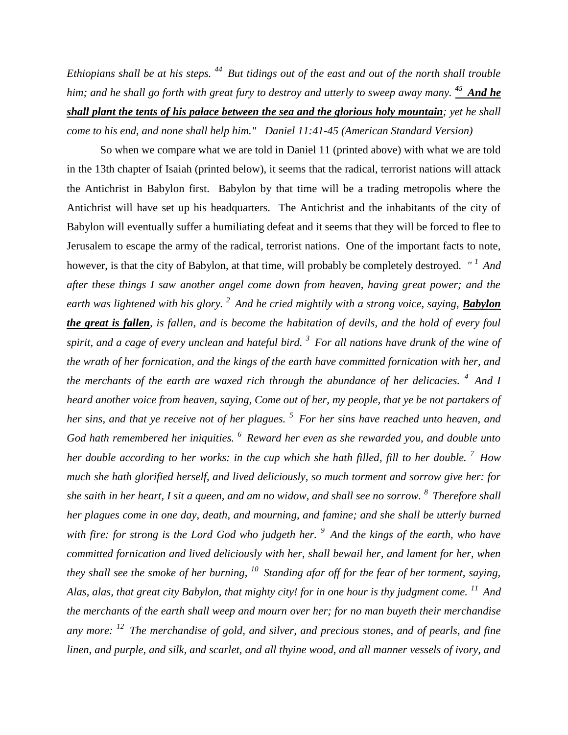*Ethiopians shall be at his steps.* [44] *But tidings out of the east and out of the north shall trouble him; and he shall go forth with great fury to destroy and utterly to sweep away many.* ***[45] <u>And he shall plant the tents of his palace between the sea and the glorious holy mountain</u>****; yet he shall come to his end, and none shall help him." Daniel 11:41-45 (American Standard Version)*

So when we compare what we are told in Daniel 11 (printed above) with what we are told in the 13th chapter of Isaiah (printed below), it seems that the radical, terrorist nations will attack the Antichrist in Babylon first. Babylon by that time will be a trading metropolis where the Antichrist will have set up his headquarters. The Antichrist and the inhabitants of the city of Babylon will eventually suffer a humiliating defeat and it seems that they will be forced to flee to Jerusalem to escape the army of the radical, terrorist nations. One of the important facts to note, however, is that the city of Babylon, at that time, will probably be completely destroyed. *" [1] And after these things I saw another angel come down from heaven, having great power; and the earth was lightened with his glory.* [2] *And he cried mightily with a strong voice, saying,* ***<u>Babylon the great is fallen</u>****, is fallen, and is become the habitation of devils, and the hold of every foul spirit, and a cage of every unclean and hateful bird.* [3] *For all nations have drunk of the wine of the wrath of her fornication, and the kings of the earth have committed fornication with her, and the merchants of the earth are waxed rich through the abundance of her delicacies.* [4] *And I heard another voice from heaven, saying, Come out of her, my people, that ye be not partakers of her sins, and that ye receive not of her plagues.* [5] *For her sins have reached unto heaven, and God hath remembered her iniquities.* [6] *Reward her even as she rewarded you, and double unto her double according to her works: in the cup which she hath filled, fill to her double.* [7] *How much she hath glorified herself, and lived deliciously, so much torment and sorrow give her: for she saith in her heart, I sit a queen, and am no widow, and shall see no sorrow.* [8] *Therefore shall her plagues come in one day, death, and mourning, and famine; and she shall be utterly burned with fire: for strong is the Lord God who judgeth her.* [9] *And the kings of the earth, who have committed fornication and lived deliciously with her, shall bewail her, and lament for her, when they shall see the smoke of her burning,* [10] *Standing afar off for the fear of her torment, saying, Alas, alas, that great city Babylon, that mighty city! for in one hour is thy judgment come.* [11] *And the merchants of the earth shall weep and mourn over her; for no man buyeth their merchandise any more:* [12] *The merchandise of gold, and silver, and precious stones, and of pearls, and fine linen, and purple, and silk, and scarlet, and all thyine wood, and all manner vessels of ivory, and*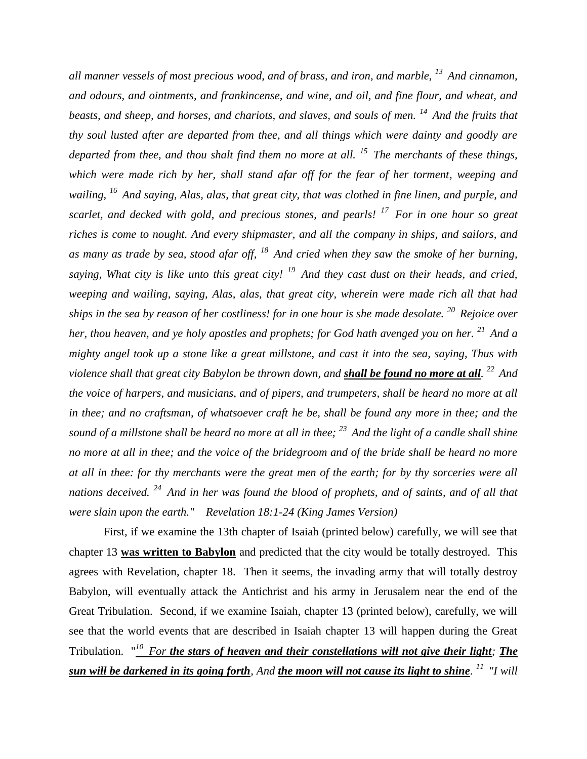*all manner vessels of most precious wood, and of brass, and iron, and marble, [13] And cinnamon, and odours, and ointments, and frankincense, and wine, and oil, and fine flour, and wheat, and beasts, and sheep, and horses, and chariots, and slaves, and souls of men. [14] And the fruits that thy soul lusted after are departed from thee, and all things which were dainty and goodly are departed from thee, and thou shalt find them no more at all. [15] The merchants of these things, which were made rich by her, shall stand afar off for the fear of her torment, weeping and wailing, [16] And saying, Alas, alas, that great city, that was clothed in fine linen, and purple, and scarlet, and decked with gold, and precious stones, and pearls! [17] For in one hour so great riches is come to nought. And every shipmaster, and all the company in ships, and sailors, and as many as trade by sea, stood afar off, [18] And cried when they saw the smoke of her burning, saying, What city is like unto this great city! [19] And they cast dust on their heads, and cried, weeping and wailing, saying, Alas, alas, that great city, wherein were made rich all that had ships in the sea by reason of her costliness! for in one hour is she made desolate. [20] Rejoice over her, thou heaven, and ye holy apostles and prophets; for God hath avenged you on her. [21] And a mighty angel took up a stone like a great millstone, and cast it into the sea, saying, Thus with violence shall that great city Babylon be thrown down, and* ***<u>shall be found no more at all</u>****. [22] And the voice of harpers, and musicians, and of pipers, and trumpeters, shall be heard no more at all in thee; and no craftsman, of whatsoever craft he be, shall be found any more in thee; and the sound of a millstone shall be heard no more at all in thee; [23] And the light of a candle shall shine no more at all in thee; and the voice of the bridegroom and of the bride shall be heard no more at all in thee: for thy merchants were the great men of the earth; for by thy sorceries were all nations deceived. [24] And in her was found the blood of prophets, and of saints, and of all that were slain upon the earth." Revelation 18:1-24 (King James Version)*

First, if we examine the 13th chapter of Isaiah (printed below) carefully, we will see that chapter 13 **<u>was written to Babylon</u>** and predicted that the city would be totally destroyed. This agrees with Revelation, chapter 18. Then it seems, the invading army that will totally destroy Babylon, will eventually attack the Antichrist and his army in Jerusalem near the end of the Great Tribulation. Second, if we examine Isaiah, chapter 13 (printed below), carefully, we will see that the world events that are described in Isaiah chapter 13 will happen during the Great Tribulation. "*[10] For* ***<u>the stars of heaven and their constellations will not give their light</u>****;* ***<u>The sun will be darkened in its going forth</u>****, And* ***<u>the moon will not cause its light to shine</u>****. [11] "I will*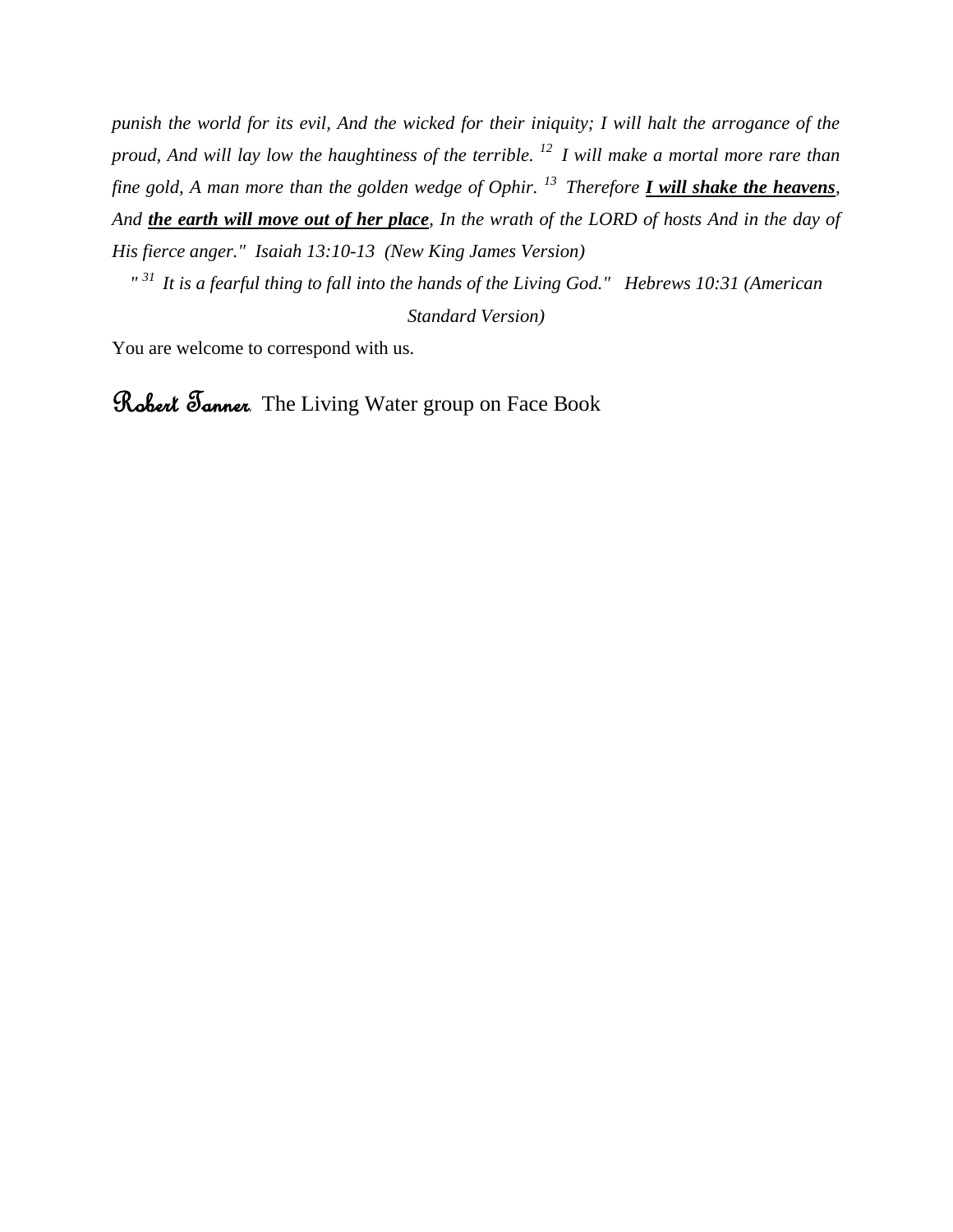*punish the world for its evil, And the wicked for their iniquity; I will halt the arrogance of the proud, And will lay low the haughtiness of the terrible. [12] I will make a mortal more rare than fine gold, A man more than the golden wedge of Ophir. [13] Therefore **I will shake the heavens**, And **the earth will move out of her place**, In the wrath of the LORD of hosts And in the day of His fierce anger." Isaiah 13:10-13 (New King James Version)*

*" [31] It is a fearful thing to fall into the hands of the Living God." Hebrews 10:31 (American Standard Version)*

You are welcome to correspond with us.

Robert Tanner, The Living Water group on Face Book